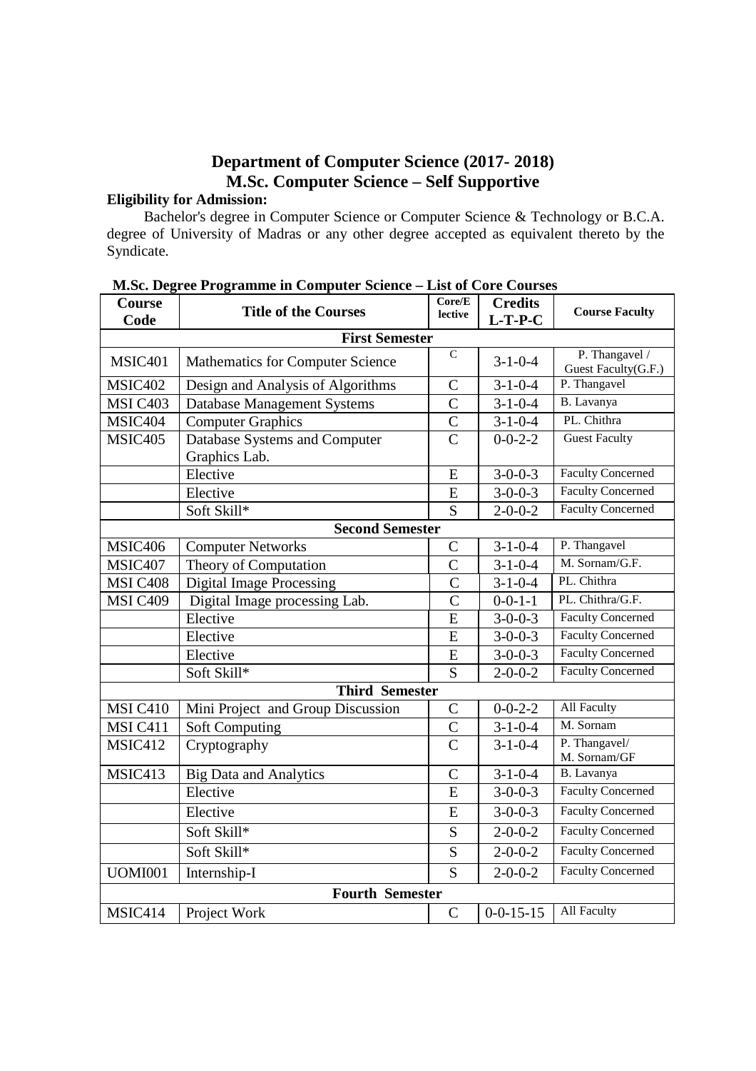# Department of Computer Science (2017- 2018)
## M.Sc. Computer Science – Self Supportive

**Eligibility for Admission:**

Bachelor's degree in Computer Science or Computer Science & Technology or B.C.A. degree of University of Madras or any other degree accepted as equivalent thereto by the Syndicate.

**M.Sc. Degree Programme in Computer Science – List of Core Courses**

| Course Code | Title of the Courses | Core/Elective | Credits L-T-P-C | Course Faculty |
|---|---|---|---|---|
| **First Semester** | | | | |
| MSIC401 | Mathematics for Computer Science | C | 3-1-0-4 | P. Thangavel / Guest Faculty(G.F.) |
| MSIC402 | Design and Analysis of Algorithms | C | 3-1-0-4 | P. Thangavel |
| MSI C403 | Database Management Systems | C | 3-1-0-4 | B. Lavanya |
| MSIC404 | Computer Graphics | C | 3-1-0-4 | PL. Chithra |
| MSIC405 | Database Systems and Computer Graphics Lab. | C | 0-0-2-2 | Guest Faculty |
| | Elective | E | 3-0-0-3 | Faculty Concerned |
| | Elective | E | 3-0-0-3 | Faculty Concerned |
| | Soft Skill* | S | 2-0-0-2 | Faculty Concerned |
| **Second Semester** | | | | |
| MSIC406 | Computer Networks | C | 3-1-0-4 | P. Thangavel |
| MSIC407 | Theory of Computation | C | 3-1-0-4 | M. Sornam/G.F. |
| MSI C408 | Digital Image Processing | C | 3-1-0-4 | PL. Chithra |
| MSI C409 | Digital Image processing Lab. | C | 0-0-1-1 | PL. Chithra/G.F. |
| | Elective | E | 3-0-0-3 | Faculty Concerned |
| | Elective | E | 3-0-0-3 | Faculty Concerned |
| | Elective | E | 3-0-0-3 | Faculty Concerned |
| | Soft Skill* | S | 2-0-0-2 | Faculty Concerned |
| **Third Semester** | | | | |
| MSI C410 | Mini Project and Group Discussion | C | 0-0-2-2 | All Faculty |
| MSI C411 | Soft Computing | C | 3-1-0-4 | M. Sornam |
| MSIC412 | Cryptography | C | 3-1-0-4 | P. Thangavel/ M. Sornam/GF |
| MSIC413 | Big Data and Analytics | C | 3-1-0-4 | B. Lavanya |
| | Elective | E | 3-0-0-3 | Faculty Concerned |
| | Elective | E | 3-0-0-3 | Faculty Concerned |
| | Soft Skill* | S | 2-0-0-2 | Faculty Concerned |
| | Soft Skill* | S | 2-0-0-2 | Faculty Concerned |
| UOMI001 | Internship-I | S | 2-0-0-2 | Faculty Concerned |
| **Fourth Semester** | | | | |
| MSIC414 | Project Work | C | 0-0-15-15 | All Faculty |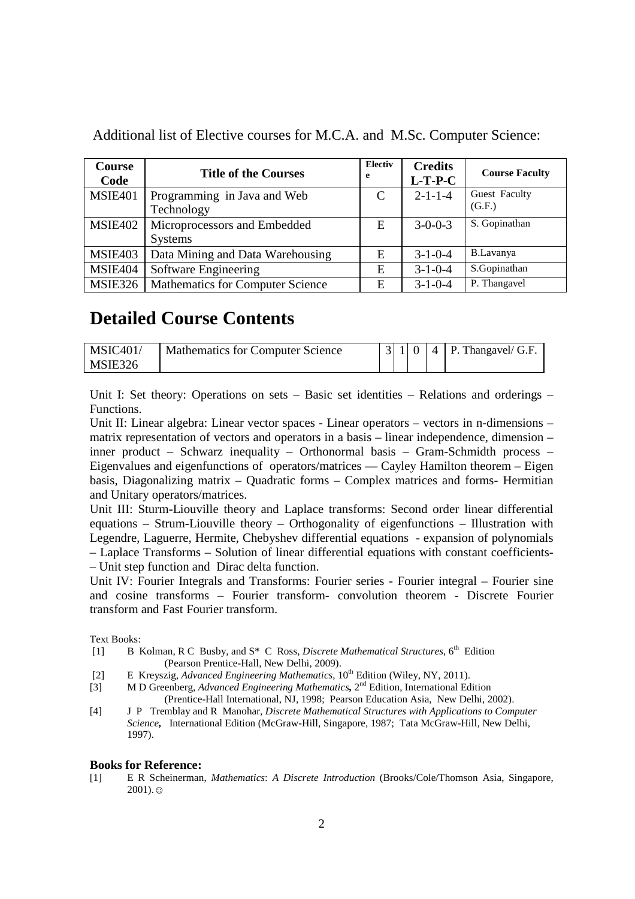Additional list of Elective courses for M.C.A. and M.Sc. Computer Science:

| Course Code | Title of the Courses | Elective | Credits L-T-P-C | Course Faculty |
|---|---|---|---|---|
| MSIE401 | Programming in Java and Web Technology | C | 2-1-1-4 | Guest Faculty (G.F.) |
| MSIE402 | Microprocessors and Embedded Systems | E | 3-0-0-3 | S. Gopinathan |
| MSIE403 | Data Mining and Data Warehousing | E | 3-1-0-4 | B.Lavanya |
| MSIE404 | Software Engineering | E | 3-1-0-4 | S.Gopinathan |
| MSIE326 | Mathematics for Computer Science | E | 3-1-0-4 | P. Thangavel |

# Detailed Course Contents

| MSIC401/ MSIE326 | Mathematics for Computer Science | 3 | 1 | 0 | 4 | P. Thangavel/ G.F. |
|---|---|---|---|---|---|---|

Unit I: Set theory: Operations on sets – Basic set identities – Relations and orderings – Functions.

Unit II: Linear algebra: Linear vector spaces - Linear operators – vectors in n-dimensions – matrix representation of vectors and operators in a basis – linear independence, dimension – inner product – Schwarz inequality – Orthonormal basis – Gram-Schmidth process – Eigenvalues and eigenfunctions of operators/matrices — Cayley Hamilton theorem – Eigen basis, Diagonalizing matrix – Quadratic forms – Complex matrices and forms- Hermitian and Unitary operators/matrices.

Unit III: Sturm-Liouville theory and Laplace transforms: Second order linear differential equations – Strum-Liouville theory – Orthogonality of eigenfunctions – Illustration with Legendre, Laguerre, Hermite, Chebyshev differential equations - expansion of polynomials – Laplace Transforms – Solution of linear differential equations with constant coefficients- – Unit step function and Dirac delta function.

Unit IV: Fourier Integrals and Transforms: Fourier series - Fourier integral – Fourier sine and cosine transforms – Fourier transform- convolution theorem - Discrete Fourier transform and Fast Fourier transform.

Text Books:

[1] B Kolman, R C Busby, and S* C Ross, *Discrete Mathematical Structures*, 6th Edition (Pearson Prentice-Hall, New Delhi, 2009).

[2] E Kreyszig, *Advanced Engineering Mathematics*, 10th Edition (Wiley, NY, 2011).

[3] M D Greenberg, *Advanced Engineering Mathematics***,** 2nd Edition, International Edition (Prentice-Hall International, NJ, 1998; Pearson Education Asia, New Delhi, 2002).

[4] J P Tremblay and R Manohar, *Discrete Mathematical Structures with Applications to Computer Science***,** International Edition (McGraw-Hill, Singapore, 1987; Tata McGraw-Hill, New Delhi, 1997).

**Books for Reference:**

[1] E R Scheinerman, *Mathematics*: *A Discrete Introduction* (Brooks/Cole/Thomson Asia, Singapore, 2001).☺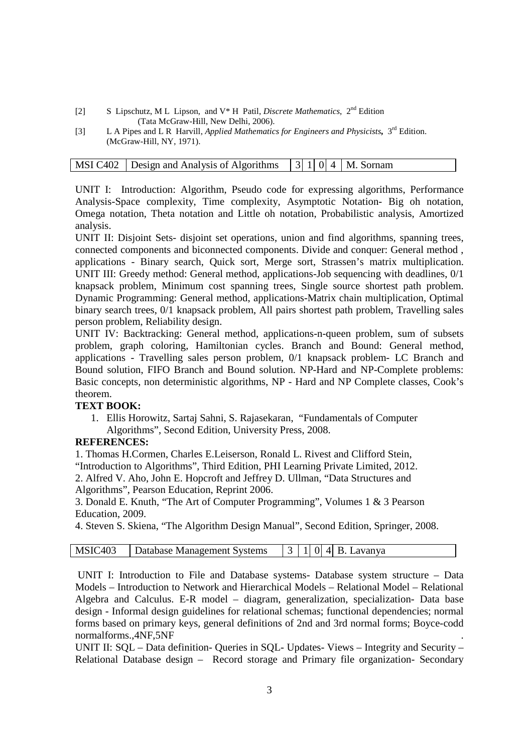[2] S Lipschutz, M L Lipson, and V* H Patil, *Discrete Mathematics*, 2nd Edition (Tata McGraw-Hill, New Delhi, 2006).

[3] L A Pipes and L R Harvill, *Applied Mathematics for Engineers and Physicists***,** 3rd Edition. (McGraw-Hill, NY, 1971).

| MSI C402 | Design and Analysis of Algorithms | 3 | 1 | 0 | 4 | M. Sornam |
|---|---|---|---|---|---|---|

UNIT I: Introduction: Algorithm, Pseudo code for expressing algorithms, Performance Analysis-Space complexity, Time complexity, Asymptotic Notation- Big oh notation, Omega notation, Theta notation and Little oh notation, Probabilistic analysis, Amortized analysis.

UNIT II: Disjoint Sets- disjoint set operations, union and find algorithms, spanning trees, connected components and biconnected components. Divide and conquer: General method , applications - Binary search, Quick sort, Merge sort, Strassen's matrix multiplication.

UNIT III: Greedy method: General method, applications-Job sequencing with deadlines, 0/1 knapsack problem, Minimum cost spanning trees, Single source shortest path problem. Dynamic Programming: General method, applications-Matrix chain multiplication, Optimal binary search trees, 0/1 knapsack problem, All pairs shortest path problem, Travelling sales person problem, Reliability design.

UNIT IV: Backtracking: General method, applications-n-queen problem, sum of subsets problem, graph coloring, Hamiltonian cycles. Branch and Bound: General method, applications - Travelling sales person problem, 0/1 knapsack problem- LC Branch and Bound solution, FIFO Branch and Bound solution. NP-Hard and NP-Complete problems: Basic concepts, non deterministic algorithms, NP - Hard and NP Complete classes, Cook's theorem.

**TEXT BOOK:**

1. Ellis Horowitz, Sartaj Sahni, S. Rajasekaran, "Fundamentals of Computer Algorithms", Second Edition, University Press, 2008.

**REFERENCES:**

1. Thomas H.Cormen, Charles E.Leiserson, Ronald L. Rivest and Clifford Stein, "Introduction to Algorithms", Third Edition, PHI Learning Private Limited, 2012.
2. Alfred V. Aho, John E. Hopcroft and Jeffrey D. Ullman, "Data Structures and Algorithms", Pearson Education, Reprint 2006.
3. Donald E. Knuth, "The Art of Computer Programming", Volumes 1 & 3 Pearson Education, 2009.
4. Steven S. Skiena, "The Algorithm Design Manual", Second Edition, Springer, 2008.

| MSIC403 | Database Management Systems | 3 | 1 | 0 | 4 | B. Lavanya |
|---|---|---|---|---|---|---|

UNIT I: Introduction to File and Database systems- Database system structure – Data Models – Introduction to Network and Hierarchical Models – Relational Model – Relational Algebra and Calculus. E-R model – diagram, generalization, specialization- Data base design - Informal design guidelines for relational schemas; functional dependencies; normal forms based on primary keys, general definitions of 2nd and 3rd normal forms; Boyce-codd normalforms.,4NF,5NF .

UNIT II: SQL – Data definition- Queries in SQL- Updates- Views – Integrity and Security – Relational Database design – Record storage and Primary file organization- Secondary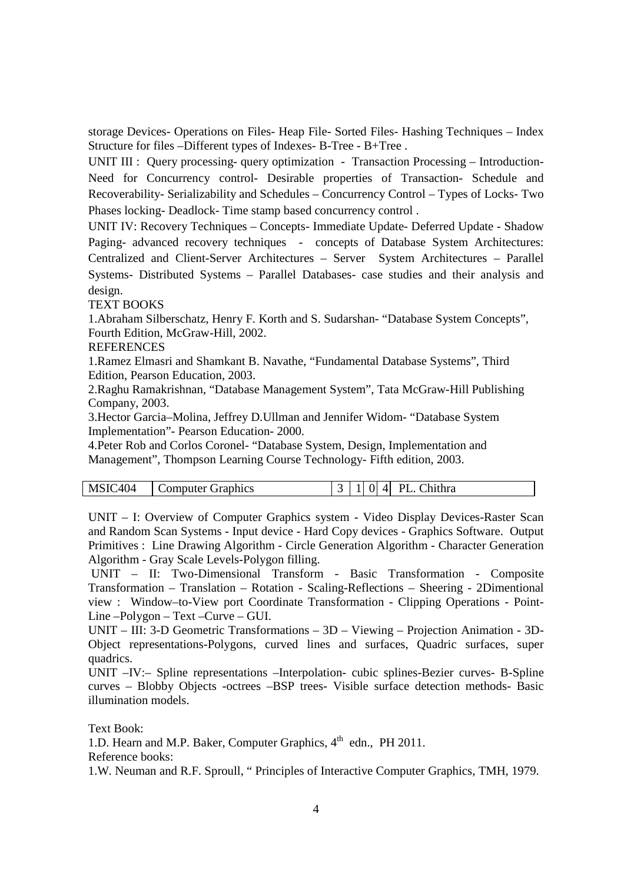storage Devices- Operations on Files- Heap File- Sorted Files- Hashing Techniques – Index Structure for files –Different types of Indexes- B-Tree - B+Tree .

UNIT III : Query processing- query optimization - Transaction Processing – Introduction- Need for Concurrency control- Desirable properties of Transaction- Schedule and Recoverability- Serializability and Schedules – Concurrency Control – Types of Locks- Two Phases locking- Deadlock- Time stamp based concurrency control .

UNIT IV: Recovery Techniques – Concepts- Immediate Update- Deferred Update - Shadow Paging- advanced recovery techniques - concepts of Database System Architectures: Centralized and Client-Server Architectures – Server System Architectures – Parallel Systems- Distributed Systems – Parallel Databases- case studies and their analysis and design.

TEXT BOOKS

1.Abraham Silberschatz, Henry F. Korth and S. Sudarshan- "Database System Concepts", Fourth Edition, McGraw-Hill, 2002.

REFERENCES

1.Ramez Elmasri and Shamkant B. Navathe, "Fundamental Database Systems", Third Edition, Pearson Education, 2003.

2.Raghu Ramakrishnan, "Database Management System", Tata McGraw-Hill Publishing Company, 2003.

3.Hector Garcia–Molina, Jeffrey D.Ullman and Jennifer Widom- "Database System Implementation"- Pearson Education- 2000.

4.Peter Rob and Corlos Coronel- "Database System, Design, Implementation and Management", Thompson Learning Course Technology- Fifth edition, 2003.

| MSIC404 | Computer Graphics | 3 | 1 | 0 | 4 | PL. Chithra |
|---|---|---|---|---|---|---|

UNIT – I: Overview of Computer Graphics system - Video Display Devices-Raster Scan and Random Scan Systems - Input device - Hard Copy devices - Graphics Software. Output Primitives : Line Drawing Algorithm - Circle Generation Algorithm - Character Generation Algorithm - Gray Scale Levels-Polygon filling.

UNIT – II: Two-Dimensional Transform - Basic Transformation - Composite Transformation – Translation – Rotation - Scaling-Reflections – Sheering - 2Dimentional view : Window–to-View port Coordinate Transformation - Clipping Operations - Point-Line –Polygon – Text –Curve – GUI.

UNIT – III: 3-D Geometric Transformations – 3D – Viewing – Projection Animation - 3D-Object representations-Polygons, curved lines and surfaces, Quadric surfaces, super quadrics.

UNIT –IV:– Spline representations –Interpolation- cubic splines-Bezier curves- B-Spline curves – Blobby Objects -octrees –BSP trees- Visible surface detection methods- Basic illumination models.

Text Book:

1.D. Hearn and M.P. Baker, Computer Graphics, 4th edn., PH 2011.

Reference books:

1.W. Neuman and R.F. Sproull, " Principles of Interactive Computer Graphics, TMH, 1979.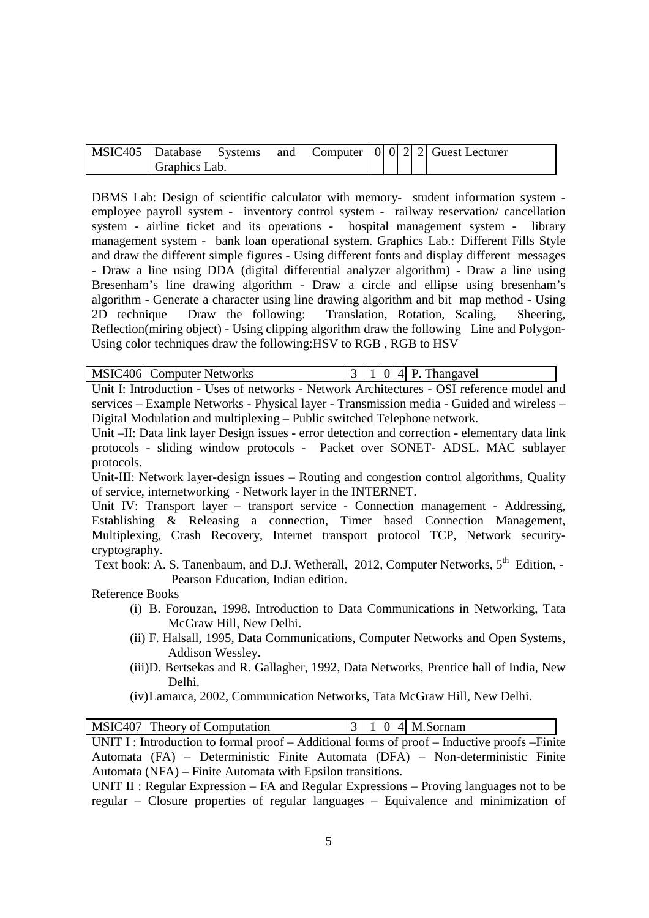| MSIC405 | Database Systems and Computer Graphics Lab. | 0 | 0 | 2 | 2 | Guest Lecturer |
|---|---|---|---|---|---|---|

DBMS Lab: Design of scientific calculator with memory- student information system - employee payroll system - inventory control system - railway reservation/ cancellation system - airline ticket and its operations - hospital management system - library management system - bank loan operational system. Graphics Lab.: Different Fills Style and draw the different simple figures - Using different fonts and display different messages - Draw a line using DDA (digital differential analyzer algorithm) - Draw a line using Bresenham's line drawing algorithm - Draw a circle and ellipse using bresenham's algorithm - Generate a character using line drawing algorithm and bit map method - Using 2D technique Draw the following: Translation, Rotation, Scaling, Sheering, Reflection(miring object) - Using clipping algorithm draw the following Line and Polygon- Using color techniques draw the following:HSV to RGB , RGB to HSV

| MSIC406 | Computer Networks | 3 | 1 | 0 | 4 | P. Thangavel |
|---|---|---|---|---|---|---|

Unit I: Introduction - Uses of networks - Network Architectures - OSI reference model and services – Example Networks - Physical layer - Transmission media - Guided and wireless – Digital Modulation and multiplexing – Public switched Telephone network.

Unit –II: Data link layer Design issues - error detection and correction - elementary data link protocols - sliding window protocols - Packet over SONET- ADSL. MAC sublayer protocols.

Unit-III: Network layer-design issues – Routing and congestion control algorithms, Quality of service, internetworking - Network layer in the INTERNET.

Unit IV: Transport layer – transport service - Connection management - Addressing, Establishing & Releasing a connection, Timer based Connection Management, Multiplexing, Crash Recovery, Internet transport protocol TCP, Network security-cryptography.

Text book: A. S. Tanenbaum, and D.J. Wetherall, 2012, Computer Networks, 5th Edition, - Pearson Education, Indian edition.

Reference Books

- (i) B. Forouzan, 1998, Introduction to Data Communications in Networking, Tata McGraw Hill, New Delhi.
- (ii) F. Halsall, 1995, Data Communications, Computer Networks and Open Systems, Addison Wessley.
- (iii)D. Bertsekas and R. Gallagher, 1992, Data Networks, Prentice hall of India, New Delhi.
- (iv)Lamarca, 2002, Communication Networks, Tata McGraw Hill, New Delhi.

| MSIC407 | Theory of Computation | 3 | 1 | 0 | 4 | M.Sornam |
|---|---|---|---|---|---|---|

UNIT I : Introduction to formal proof – Additional forms of proof – Inductive proofs –Finite Automata (FA) – Deterministic Finite Automata (DFA) – Non-deterministic Finite Automata (NFA) – Finite Automata with Epsilon transitions.

UNIT II : Regular Expression – FA and Regular Expressions – Proving languages not to be regular – Closure properties of regular languages – Equivalence and minimization of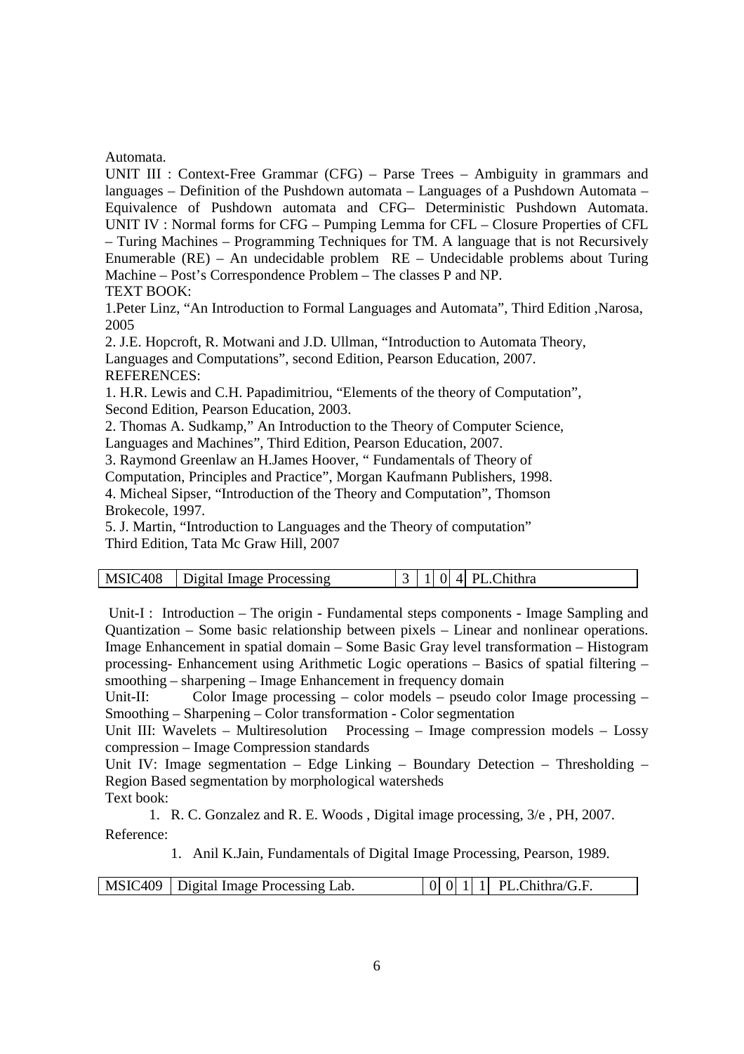Automata.

UNIT III : Context-Free Grammar (CFG) – Parse Trees – Ambiguity in grammars and languages – Definition of the Pushdown automata – Languages of a Pushdown Automata – Equivalence of Pushdown automata and CFG– Deterministic Pushdown Automata.
UNIT IV : Normal forms for CFG – Pumping Lemma for CFL – Closure Properties of CFL – Turing Machines – Programming Techniques for TM. A language that is not Recursively Enumerable (RE) – An undecidable problem RE – Undecidable problems about Turing Machine – Post's Correspondence Problem – The classes P and NP.

TEXT BOOK:

1.Peter Linz, "An Introduction to Formal Languages and Automata", Third Edition ,Narosa, 2005

2. J.E. Hopcroft, R. Motwani and J.D. Ullman, "Introduction to Automata Theory, Languages and Computations", second Edition, Pearson Education, 2007.

REFERENCES:

1. H.R. Lewis and C.H. Papadimitriou, "Elements of the theory of Computation", Second Edition, Pearson Education, 2003.
2. Thomas A. Sudkamp," An Introduction to the Theory of Computer Science, Languages and Machines", Third Edition, Pearson Education, 2007.
3. Raymond Greenlaw an H.James Hoover, " Fundamentals of Theory of Computation, Principles and Practice", Morgan Kaufmann Publishers, 1998.
4. Micheal Sipser, "Introduction of the Theory and Computation", Thomson Brokecole, 1997.
5. J. Martin, "Introduction to Languages and the Theory of computation" Third Edition, Tata Mc Graw Hill, 2007

| MSIC408 | Digital Image Processing | 3 | 1 | 0 | 4 | PL.Chithra |
|---|---|---|---|---|---|---|

Unit-I : Introduction – The origin - Fundamental steps components - Image Sampling and Quantization – Some basic relationship between pixels – Linear and nonlinear operations. Image Enhancement in spatial domain – Some Basic Gray level transformation – Histogram processing- Enhancement using Arithmetic Logic operations – Basics of spatial filtering – smoothing – sharpening – Image Enhancement in frequency domain

Unit-II: Color Image processing – color models – pseudo color Image processing – Smoothing – Sharpening – Color transformation - Color segmentation

Unit III: Wavelets – Multiresolution Processing – Image compression models – Lossy compression – Image Compression standards

Unit IV: Image segmentation – Edge Linking – Boundary Detection – Thresholding – Region Based segmentation by morphological watersheds

Text book:

1. R. C. Gonzalez and R. E. Woods , Digital image processing, 3/e , PH, 2007.

Reference:

1. Anil K.Jain, Fundamentals of Digital Image Processing, Pearson, 1989.

| MSIC409 | Digital Image Processing Lab. | 0 | 0 | 1 | 1 | PL.Chithra/G.F. |
|---|---|---|---|---|---|---|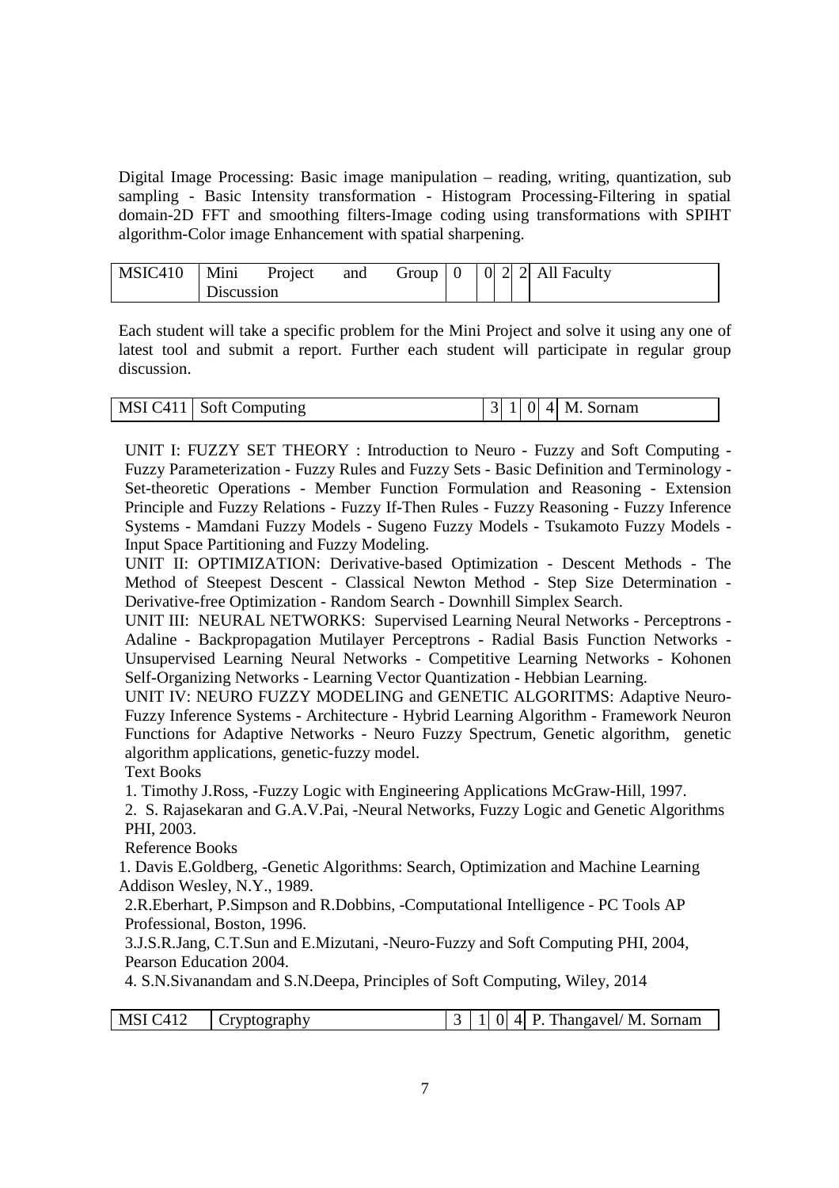Digital Image Processing: Basic image manipulation – reading, writing, quantization, sub sampling - Basic Intensity transformation - Histogram Processing-Filtering in spatial domain-2D FFT and smoothing filters-Image coding using transformations with SPIHT algorithm-Color image Enhancement with spatial sharpening.

| MSIC410 | Mini Project and Group Discussion | 0 | 0 | 2 | 2 | All Faculty |
|---|---|---|---|---|---|---|

Each student will take a specific problem for the Mini Project and solve it using any one of latest tool and submit a report. Further each student will participate in regular group discussion.

| MSI C411 | Soft Computing | 3 | 1 | 0 | 4 | M. Sornam |
|---|---|---|---|---|---|---|

UNIT I: FUZZY SET THEORY : Introduction to Neuro - Fuzzy and Soft Computing - Fuzzy Parameterization - Fuzzy Rules and Fuzzy Sets - Basic Definition and Terminology - Set-theoretic Operations - Member Function Formulation and Reasoning - Extension Principle and Fuzzy Relations - Fuzzy If-Then Rules - Fuzzy Reasoning - Fuzzy Inference Systems - Mamdani Fuzzy Models - Sugeno Fuzzy Models - Tsukamoto Fuzzy Models - Input Space Partitioning and Fuzzy Modeling.

UNIT II: OPTIMIZATION: Derivative-based Optimization - Descent Methods - The Method of Steepest Descent - Classical Newton Method - Step Size Determination - Derivative-free Optimization - Random Search - Downhill Simplex Search.

UNIT III: NEURAL NETWORKS: Supervised Learning Neural Networks - Perceptrons - Adaline - Backpropagation Mutilayer Perceptrons - Radial Basis Function Networks - Unsupervised Learning Neural Networks - Competitive Learning Networks - Kohonen Self-Organizing Networks - Learning Vector Quantization - Hebbian Learning.

UNIT IV: NEURO FUZZY MODELING and GENETIC ALGORITMS: Adaptive Neuro-Fuzzy Inference Systems - Architecture - Hybrid Learning Algorithm - Framework Neuron Functions for Adaptive Networks - Neuro Fuzzy Spectrum, Genetic algorithm, genetic algorithm applications, genetic-fuzzy model.

Text Books

1. Timothy J.Ross, -Fuzzy Logic with Engineering Applications McGraw-Hill, 1997.
2. S. Rajasekaran and G.A.V.Pai, -Neural Networks, Fuzzy Logic and Genetic Algorithms PHI, 2003.

Reference Books

1. Davis E.Goldberg, -Genetic Algorithms: Search, Optimization and Machine Learning Addison Wesley, N.Y., 1989.
2. R.Eberhart, P.Simpson and R.Dobbins, -Computational Intelligence - PC Tools AP Professional, Boston, 1996.
3. J.S.R.Jang, C.T.Sun and E.Mizutani, -Neuro-Fuzzy and Soft Computing PHI, 2004, Pearson Education 2004.
4. S.N.Sivanandam and S.N.Deepa, Principles of Soft Computing, Wiley, 2014

| MSI C412 | Cryptography | 3 | 1 | 0 | 4 | P. Thangavel/ M. Sornam |
|---|---|---|---|---|---|---|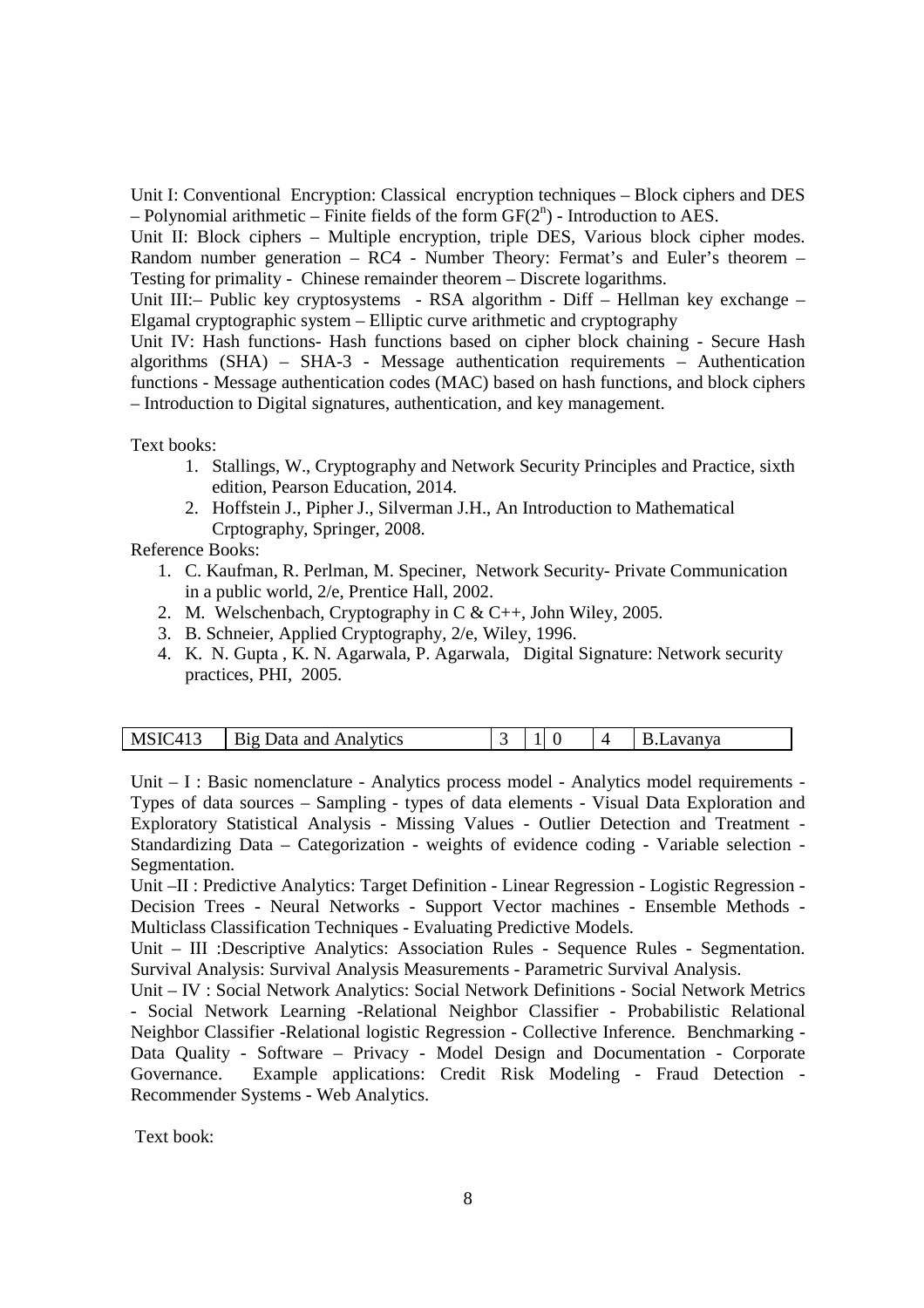Unit I: Conventional Encryption: Classical encryption techniques – Block ciphers and DES – Polynomial arithmetic – Finite fields of the form $GF(2^n)$ - Introduction to AES.

Unit II: Block ciphers – Multiple encryption, triple DES, Various block cipher modes. Random number generation – RC4 - Number Theory: Fermat's and Euler's theorem – Testing for primality - Chinese remainder theorem – Discrete logarithms.

Unit III:– Public key cryptosystems - RSA algorithm - Diff – Hellman key exchange – Elgamal cryptographic system – Elliptic curve arithmetic and cryptography

Unit IV: Hash functions- Hash functions based on cipher block chaining - Secure Hash algorithms (SHA) – SHA-3 - Message authentication requirements – Authentication functions - Message authentication codes (MAC) based on hash functions, and block ciphers – Introduction to Digital signatures, authentication, and key management.

Text books:

1. Stallings, W., Cryptography and Network Security Principles and Practice, sixth edition, Pearson Education, 2014.
2. Hoffstein J., Pipher J., Silverman J.H., An Introduction to Mathematical Crptography, Springer, 2008.

Reference Books:

1. C. Kaufman, R. Perlman, M. Speciner, Network Security- Private Communication in a public world, 2/e, Prentice Hall, 2002.
2. M. Welschenbach, Cryptography in C & C++, John Wiley, 2005.
3. B. Schneier, Applied Cryptography, 2/e, Wiley, 1996.
4. K. N. Gupta , K. N. Agarwala, P. Agarwala, Digital Signature: Network security practices, PHI, 2005.

| MSIC413 | Big Data and Analytics | 3 | 1 | 0 | 4 | B.Lavanya |
|---|---|---|---|---|---|---|

Unit – I : Basic nomenclature - Analytics process model - Analytics model requirements - Types of data sources – Sampling - types of data elements - Visual Data Exploration and Exploratory Statistical Analysis - Missing Values - Outlier Detection and Treatment - Standardizing Data – Categorization - weights of evidence coding - Variable selection - Segmentation.

Unit –II : Predictive Analytics: Target Definition - Linear Regression - Logistic Regression - Decision Trees - Neural Networks - Support Vector machines - Ensemble Methods - Multiclass Classification Techniques - Evaluating Predictive Models.

Unit – III :Descriptive Analytics: Association Rules - Sequence Rules - Segmentation. Survival Analysis: Survival Analysis Measurements - Parametric Survival Analysis.

Unit – IV : Social Network Analytics: Social Network Definitions - Social Network Metrics - Social Network Learning -Relational Neighbor Classifier - Probabilistic Relational Neighbor Classifier -Relational logistic Regression - Collective Inference. Benchmarking - Data Quality - Software – Privacy - Model Design and Documentation - Corporate Governance. Example applications: Credit Risk Modeling - Fraud Detection - Recommender Systems - Web Analytics.

Text book: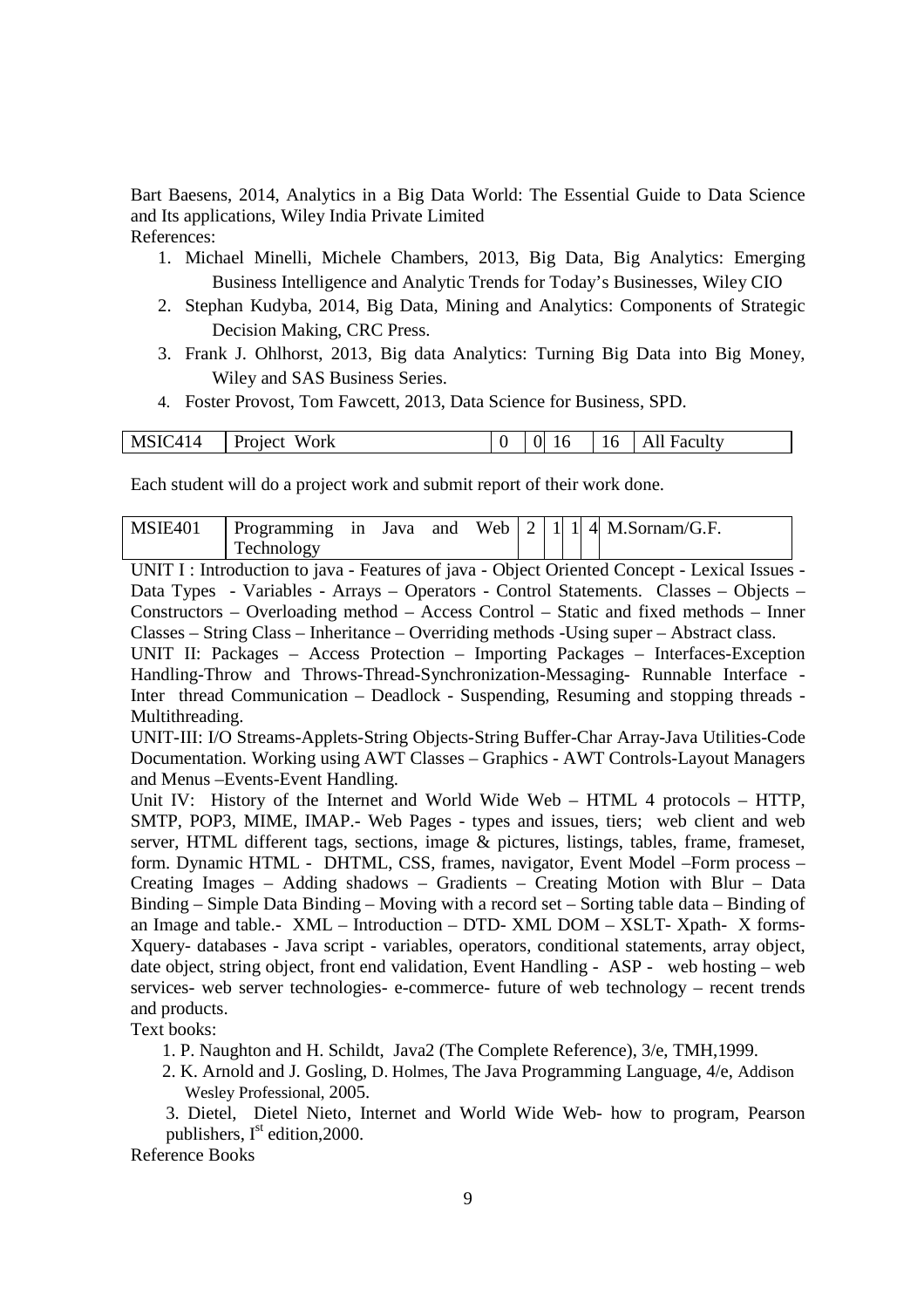Bart Baesens, 2014, Analytics in a Big Data World: The Essential Guide to Data Science and Its applications, Wiley India Private Limited

References:

1. Michael Minelli, Michele Chambers, 2013, Big Data, Big Analytics: Emerging Business Intelligence and Analytic Trends for Today's Businesses, Wiley CIO
2. Stephan Kudyba, 2014, Big Data, Mining and Analytics: Components of Strategic Decision Making, CRC Press.
3. Frank J. Ohlhorst, 2013, Big data Analytics: Turning Big Data into Big Money, Wiley and SAS Business Series.
4. Foster Provost, Tom Fawcett, 2013, Data Science for Business, SPD.

| MSIC414 | Project Work | 0 | 0 | 16 | 16 | All Faculty |
|---|---|---|---|---|---|---|

Each student will do a project work and submit report of their work done.

| MSIE401 | Programming in Java and Web Technology | 2 | 1 | 1 | 4 | M.Sornam/G.F. |
|---|---|---|---|---|---|---|

UNIT I : Introduction to java - Features of java - Object Oriented Concept - Lexical Issues - Data Types - Variables - Arrays – Operators - Control Statements. Classes – Objects – Constructors – Overloading method – Access Control – Static and fixed methods – Inner Classes – String Class – Inheritance – Overriding methods -Using super – Abstract class.

UNIT II: Packages – Access Protection – Importing Packages – Interfaces-Exception Handling-Throw and Throws-Thread-Synchronization-Messaging- Runnable Interface - Inter thread Communication – Deadlock - Suspending, Resuming and stopping threads - Multithreading.

UNIT-III: I/O Streams-Applets-String Objects-String Buffer-Char Array-Java Utilities-Code Documentation. Working using AWT Classes – Graphics - AWT Controls-Layout Managers and Menus –Events-Event Handling.

Unit IV: History of the Internet and World Wide Web – HTML 4 protocols – HTTP, SMTP, POP3, MIME, IMAP.- Web Pages - types and issues, tiers; web client and web server, HTML different tags, sections, image & pictures, listings, tables, frame, frameset, form. Dynamic HTML - DHTML, CSS, frames, navigator, Event Model –Form process – Creating Images – Adding shadows – Gradients – Creating Motion with Blur – Data Binding – Simple Data Binding – Moving with a record set – Sorting table data – Binding of an Image and table.- XML – Introduction – DTD- XML DOM – XSLT- Xpath- X forms- Xquery- databases - Java script - variables, operators, conditional statements, array object, date object, string object, front end validation, Event Handling - ASP - web hosting – web services- web server technologies- e-commerce- future of web technology – recent trends and products.

Text books:

1. P. Naughton and H. Schildt, Java2 (The Complete Reference), 3/e, TMH,1999.
2. K. Arnold and J. Gosling, D. Holmes, The Java Programming Language, 4/e, Addison Wesley Professional, 2005.
3. Dietel, Dietel Nieto, Internet and World Wide Web- how to program, Pearson publishers, I[st] edition,2000.

Reference Books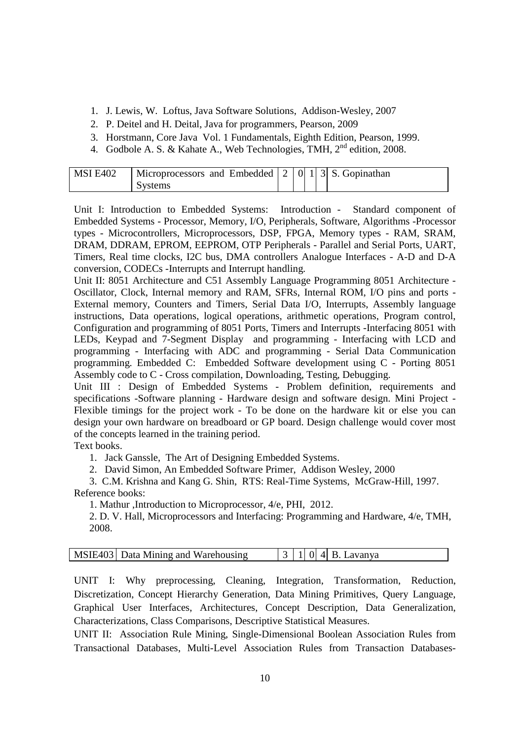1. J. Lewis, W. Loftus, Java Software Solutions, Addison-Wesley, 2007
2. P. Deitel and H. Deital, Java for programmers, Pearson, 2009
3. Horstmann, Core Java Vol. 1 Fundamentals, Eighth Edition, Pearson, 1999.
4. Godbole A. S. & Kahate A., Web Technologies, TMH, 2nd edition, 2008.

| MSI E402 | Microprocessors and Embedded Systems | 2 | 0 | 1 | 3 | S. Gopinathan |
|---|---|---|---|---|---|---|

Unit I: Introduction to Embedded Systems: Introduction - Standard component of Embedded Systems - Processor, Memory, I/O, Peripherals, Software, Algorithms -Processor types - Microcontrollers, Microprocessors, DSP, FPGA, Memory types - RAM, SRAM, DRAM, DDRAM, EPROM, EEPROM, OTP Peripherals - Parallel and Serial Ports, UART, Timers, Real time clocks, I2C bus, DMA controllers Analogue Interfaces - A-D and D-A conversion, CODECs -Interrupts and Interrupt handling.

Unit II: 8051 Architecture and C51 Assembly Language Programming 8051 Architecture - Oscillator, Clock, Internal memory and RAM, SFRs, Internal ROM, I/O pins and ports - External memory, Counters and Timers, Serial Data I/O, Interrupts, Assembly language instructions, Data operations, logical operations, arithmetic operations, Program control, Configuration and programming of 8051 Ports, Timers and Interrupts -Interfacing 8051 with LEDs, Keypad and 7-Segment Display and programming - Interfacing with LCD and programming - Interfacing with ADC and programming - Serial Data Communication programming. Embedded C: Embedded Software development using C - Porting 8051 Assembly code to C - Cross compilation, Downloading, Testing, Debugging.

Unit III : Design of Embedded Systems - Problem definition, requirements and specifications -Software planning - Hardware design and software design. Mini Project - Flexible timings for the project work - To be done on the hardware kit or else you can design your own hardware on breadboard or GP board. Design challenge would cover most of the concepts learned in the training period.

Text books.

1. Jack Ganssle, The Art of Designing Embedded Systems.
2. David Simon, An Embedded Software Primer, Addison Wesley, 2000
3. C.M. Krishna and Kang G. Shin, RTS: Real-Time Systems, McGraw-Hill, 1997.

Reference books:

1. Mathur ,Introduction to Microprocessor, 4/e, PHI, 2012.
2. D. V. Hall, Microprocessors and Interfacing: Programming and Hardware, 4/e, TMH, 2008.

| MSIE403 | Data Mining and Warehousing | 3 | 1 | 0 | 4 | B. Lavanya |
|---|---|---|---|---|---|---|

UNIT I: Why preprocessing, Cleaning, Integration, Transformation, Reduction, Discretization, Concept Hierarchy Generation, Data Mining Primitives, Query Language, Graphical User Interfaces, Architectures, Concept Description, Data Generalization, Characterizations, Class Comparisons, Descriptive Statistical Measures.

UNIT II: Association Rule Mining, Single-Dimensional Boolean Association Rules from Transactional Databases, Multi-Level Association Rules from Transaction Databases-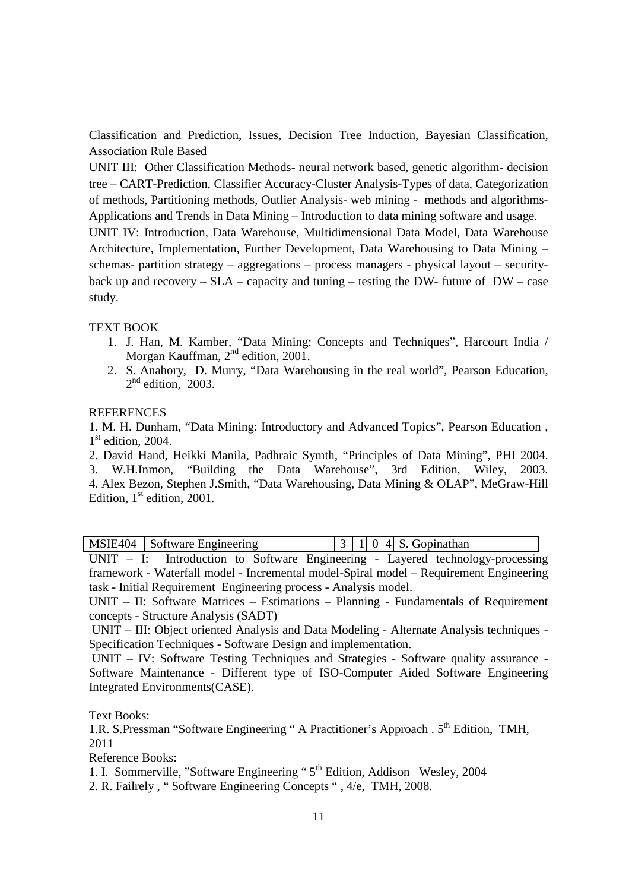Classification and Prediction, Issues, Decision Tree Induction, Bayesian Classification, Association Rule Based

UNIT III: Other Classification Methods- neural network based, genetic algorithm- decision tree – CART-Prediction, Classifier Accuracy-Cluster Analysis-Types of data, Categorization of methods, Partitioning methods, Outlier Analysis- web mining - methods and algorithms-Applications and Trends in Data Mining – Introduction to data mining software and usage.

UNIT IV: Introduction, Data Warehouse, Multidimensional Data Model, Data Warehouse Architecture, Implementation, Further Development, Data Warehousing to Data Mining – schemas- partition strategy – aggregations – process managers - physical layout – security-back up and recovery – SLA – capacity and tuning – testing the DW- future of DW – case study.

TEXT BOOK

1. J. Han, M. Kamber, "Data Mining: Concepts and Techniques", Harcourt India / Morgan Kauffman, 2nd edition, 2001.
2. S. Anahory, D. Murry, "Data Warehousing in the real world", Pearson Education, 2nd edition, 2003.

REFERENCES

1. M. H. Dunham, "Data Mining: Introductory and Advanced Topics", Pearson Education , 1st edition, 2004.
2. David Hand, Heikki Manila, Padhraic Symth, "Principles of Data Mining", PHI 2004.
3. W.H.Inmon, "Building the Data Warehouse", 3rd Edition, Wiley, 2003.
4. Alex Bezon, Stephen J.Smith, "Data Warehousing, Data Mining & OLAP", MeGraw-Hill Edition, 1st edition, 2001.

| | | | | | | |
|---|---|---|---|---|---|---|
| MSIE404 | Software Engineering | 3 | 1 | 0 | 4 | S. Gopinathan |

UNIT – I: Introduction to Software Engineering - Layered technology-processing framework - Waterfall model - Incremental model-Spiral model – Requirement Engineering task - Initial Requirement Engineering process - Analysis model.

UNIT – II: Software Matrices – Estimations – Planning - Fundamentals of Requirement concepts - Structure Analysis (SADT)

UNIT – III: Object oriented Analysis and Data Modeling - Alternate Analysis techniques - Specification Techniques - Software Design and implementation.

UNIT – IV: Software Testing Techniques and Strategies - Software quality assurance - Software Maintenance - Different type of ISO-Computer Aided Software Engineering Integrated Environments(CASE).

Text Books:

1.R. S.Pressman "Software Engineering " A Practitioner's Approach . 5th Edition, TMH, 2011

Reference Books:

1. I. Sommerville, "Software Engineering " 5th Edition, Addison Wesley, 2004
2. R. Failrely , " Software Engineering Concepts " , 4/e, TMH, 2008.